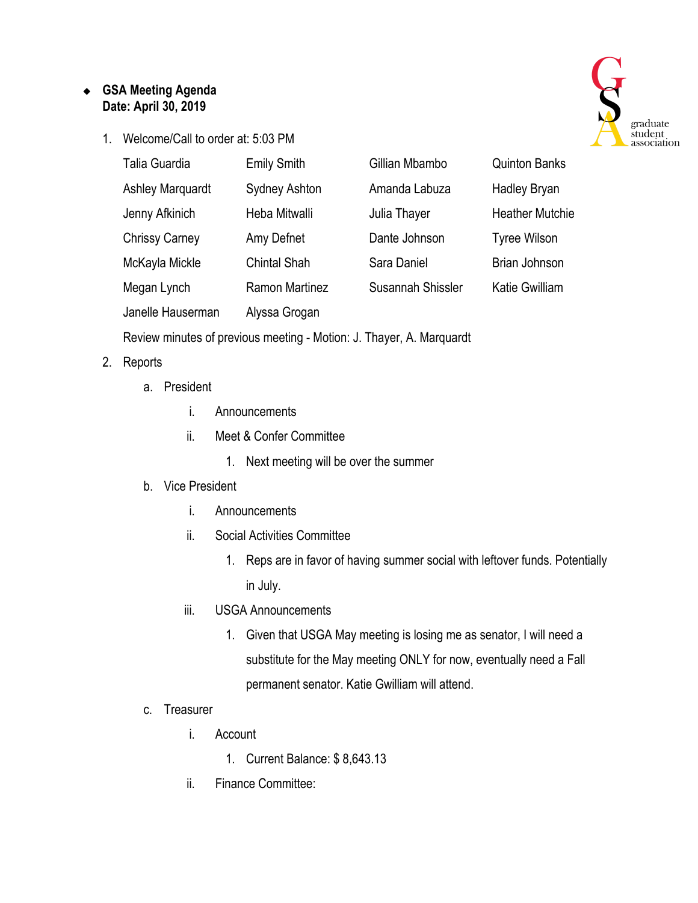- **GSA Meeting Agenda**
  **Date: April 30, 2019**

1. Welcome/Call to order at: 5:03 PM

   | | | | |
   |---|---|---|---|
   | Talia Guardia | Emily Smith | Gillian Mbambo | Quinton Banks |
   | Ashley Marquardt | Sydney Ashton | Amanda Labuza | Hadley Bryan |
   | Jenny Afkinich | Heba Mitwalli | Julia Thayer | Heather Mutchie |
   | Chrissy Carney | Amy Defnet | Dante Johnson | Tyree Wilson |
   | McKayla Mickle | Chintal Shah | Sara Daniel | Brian Johnson |
   | Megan Lynch | Ramon Martinez | Susannah Shissler | Katie Gwilliam |
   | Janelle Hauserman | Alyssa Grogan | | |

   Review minutes of previous meeting - Motion: J. Thayer, A. Marquardt

2. Reports
   a. President
      i. Announcements
      ii. Meet & Confer Committee
         1. Next meeting will be over the summer
   b. Vice President
      i. Announcements
      ii. Social Activities Committee
         1. Reps are in favor of having summer social with leftover funds. Potentially in July.
      iii. USGA Announcements
         1. Given that USGA May meeting is losing me as senator, I will need a substitute for the May meeting ONLY for now, eventually need a Fall permanent senator. Katie Gwilliam will attend.
   c. Treasurer
      i. Account
         1. Current Balance: $ 8,643.13
      ii. Finance Committee: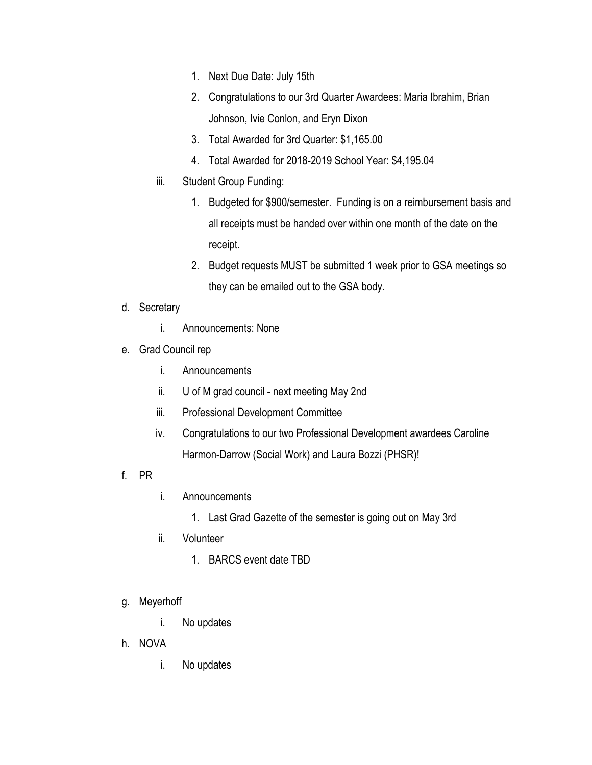1. Next Due Date: July 15th
2. Congratulations to our 3rd Quarter Awardees: Maria Ibrahim, Brian Johnson, Ivie Conlon, and Eryn Dixon
3. Total Awarded for 3rd Quarter: $1,165.00
4. Total Awarded for 2018-2019 School Year: $4,195.04

iii. Student Group Funding:

1. Budgeted for $900/semester. Funding is on a reimbursement basis and all receipts must be handed over within one month of the date on the receipt.
2. Budget requests MUST be submitted 1 week prior to GSA meetings so they can be emailed out to the GSA body.

d. Secretary

i. Announcements: None

e. Grad Council rep

i. Announcements

ii. U of M grad council - next meeting May 2nd

iii. Professional Development Committee

iv. Congratulations to our two Professional Development awardees Caroline Harmon-Darrow (Social Work) and Laura Bozzi (PHSR)!

f. PR

i. Announcements

1. Last Grad Gazette of the semester is going out on May 3rd

ii. Volunteer

1. BARCS event date TBD

g. Meyerhoff

i. No updates

h. NOVA

i. No updates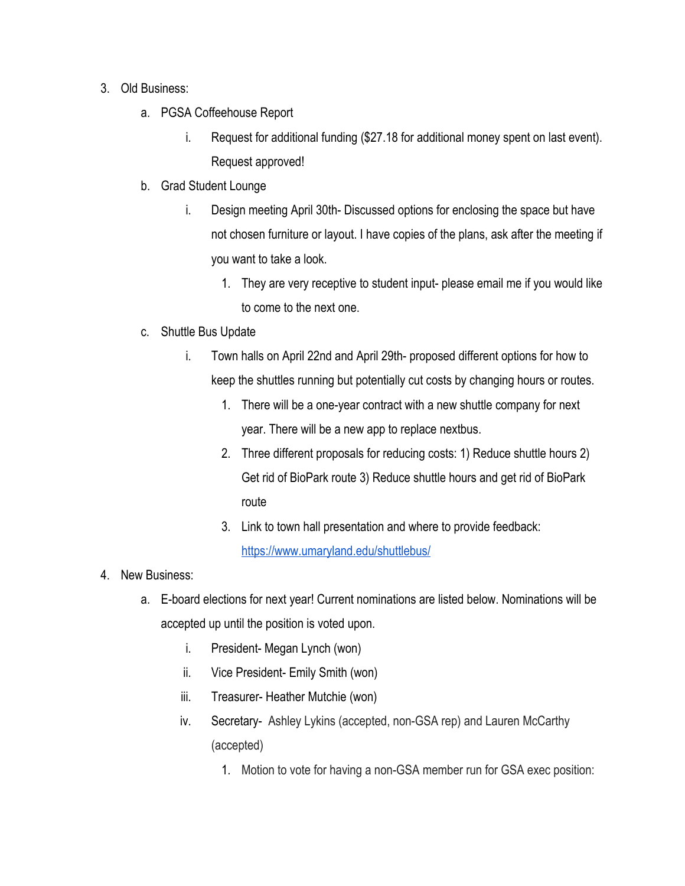3. Old Business:
    a. PGSA Coffeehouse Report
        i. Request for additional funding ($27.18 for additional money spent on last event). Request approved!
    b. Grad Student Lounge
        i. Design meeting April 30th- Discussed options for enclosing the space but have not chosen furniture or layout. I have copies of the plans, ask after the meeting if you want to take a look.
            1. They are very receptive to student input- please email me if you would like to come to the next one.
    c. Shuttle Bus Update
        i. Town halls on April 22nd and April 29th- proposed different options for how to keep the shuttles running but potentially cut costs by changing hours or routes.
            1. There will be a one-year contract with a new shuttle company for next year. There will be a new app to replace nextbus.
            2. Three different proposals for reducing costs: 1) Reduce shuttle hours 2) Get rid of BioPark route 3) Reduce shuttle hours and get rid of BioPark route
            3. Link to town hall presentation and where to provide feedback: [https://www.umaryland.edu/shuttlebus/](https://www.umaryland.edu/shuttlebus/)
4. New Business:
    a. E-board elections for next year! Current nominations are listed below. Nominations will be accepted up until the position is voted upon.
        i. President- Megan Lynch (won)
        ii. Vice President- Emily Smith (won)
        iii. Treasurer- Heather Mutchie (won)
        iv. Secretary- Ashley Lykins (accepted, non-GSA rep) and Lauren McCarthy (accepted)
            1. Motion to vote for having a non-GSA member run for GSA exec position: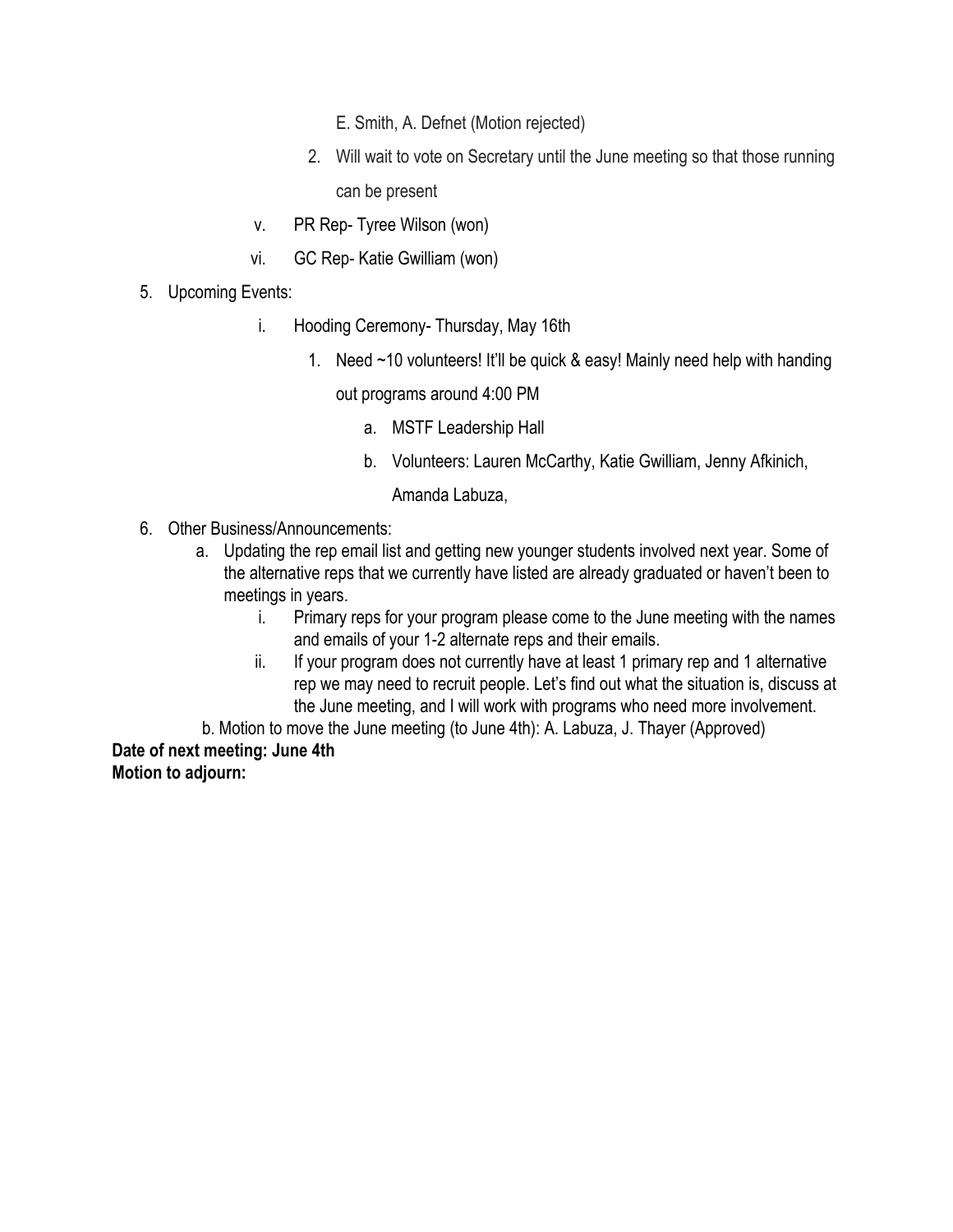E. Smith, A. Defnet (Motion rejected)

2. Will wait to vote on Secretary until the June meeting so that those running can be present

v. PR Rep- Tyree Wilson (won)

vi. GC Rep- Katie Gwilliam (won)

5. Upcoming Events:

   i. Hooding Ceremony- Thursday, May 16th

      1. Need ~10 volunteers! It'll be quick & easy! Mainly need help with handing out programs around 4:00 PM

         a. MSTF Leadership Hall

         b. Volunteers: Lauren McCarthy, Katie Gwilliam, Jenny Afkinich, Amanda Labuza,

6. Other Business/Announcements:

   a. Updating the rep email list and getting new younger students involved next year. Some of the alternative reps that we currently have listed are already graduated or haven't been to meetings in years.

      i. Primary reps for your program please come to the June meeting with the names and emails of your 1-2 alternate reps and their emails.

      ii. If your program does not currently have at least 1 primary rep and 1 alternative rep we may need to recruit people. Let's find out what the situation is, discuss at the June meeting, and I will work with programs who need more involvement.

   b. Motion to move the June meeting (to June 4th): A. Labuza, J. Thayer (Approved)

**Date of next meeting: June 4th**

**Motion to adjourn:**